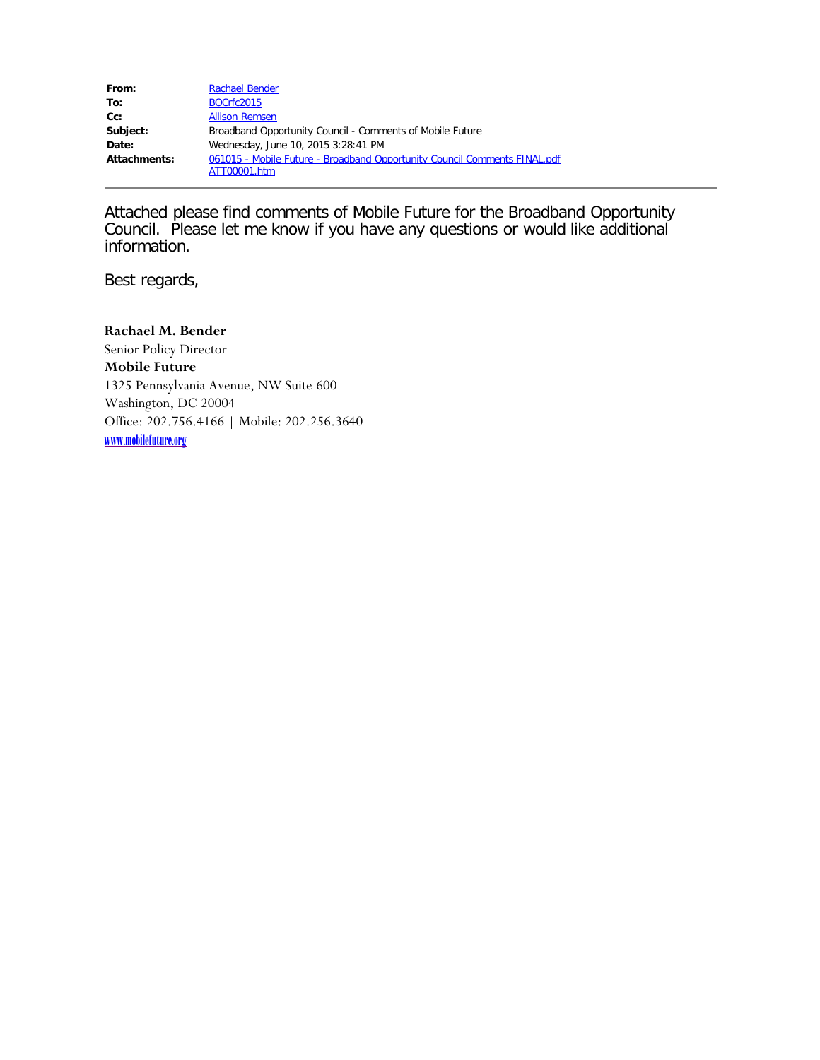| | |
|---|---|
| **From:** | Rachael Bender |
| **To:** | BOCrfc2015 |
| **Cc:** | Allison Remsen |
| **Subject:** | Broadband Opportunity Council - Comments of Mobile Future |
| **Date:** | Wednesday, June 10, 2015 3:28:41 PM |
| **Attachments:** | 061015 - Mobile Future - Broadband Opportunity Council Comments FINAL.pdf<br>ATT00001.htm |

---

Attached please find comments of Mobile Future for the Broadband Opportunity Council. Please let me know if you have any questions or would like additional information.

Best regards,

**Rachael M. Bender**
Senior Policy Director
**Mobile Future**
1325 Pennsylvania Avenue, NW Suite 600
Washington, DC 20004
Office: 202.756.4166 | Mobile: 202.256.3640
www.mobilefuture.org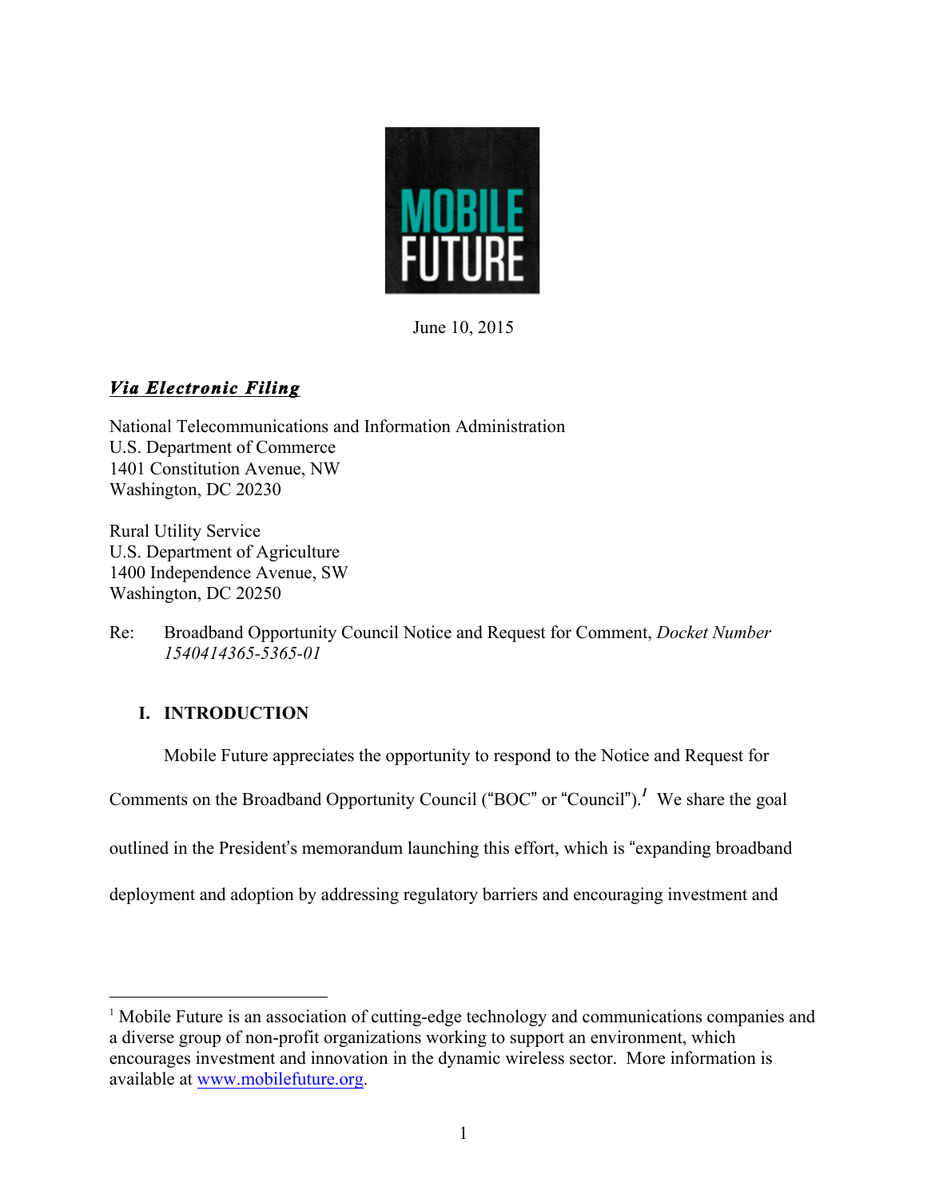MOBILE FUTURE

June 10, 2015

***Via Electronic Filing***

National Telecommunications and Information Administration
U.S. Department of Commerce
1401 Constitution Avenue, NW
Washington, DC 20230

Rural Utility Service
U.S. Department of Agriculture
1400 Independence Avenue, SW
Washington, DC 20250

Re: Broadband Opportunity Council Notice and Request for Comment, *Docket Number 1540414365-5365-01*

## I. INTRODUCTION

Mobile Future appreciates the opportunity to respond to the Notice and Request for Comments on the Broadband Opportunity Council ("BOC" or "Council").[1] We share the goal outlined in the President's memorandum launching this effort, which is "expanding broadband deployment and adoption by addressing regulatory barriers and encouraging investment and

---

[1] Mobile Future is an association of cutting-edge technology and communications companies and a diverse group of non-profit organizations working to support an environment, which encourages investment and innovation in the dynamic wireless sector. More information is available at www.mobilefuture.org.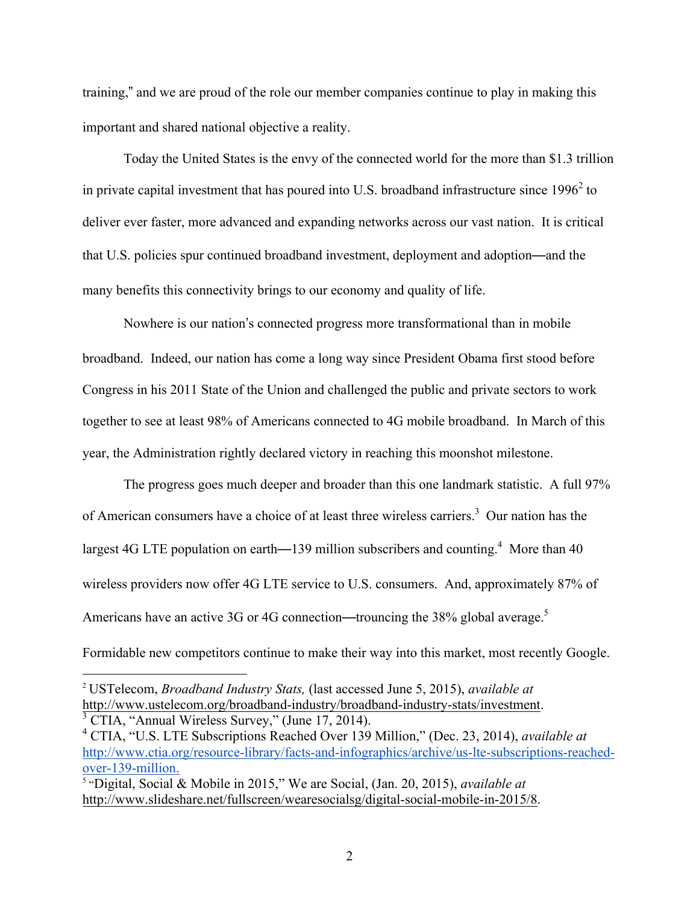training," and we are proud of the role our member companies continue to play in making this important and shared national objective a reality.

Today the United States is the envy of the connected world for the more than $1.3 trillion in private capital investment that has poured into U.S. broadband infrastructure since 1996[2] to deliver ever faster, more advanced and expanding networks across our vast nation. It is critical that U.S. policies spur continued broadband investment, deployment and adoption—and the many benefits this connectivity brings to our economy and quality of life.

Nowhere is our nation's connected progress more transformational than in mobile broadband. Indeed, our nation has come a long way since President Obama first stood before Congress in his 2011 State of the Union and challenged the public and private sectors to work together to see at least 98% of Americans connected to 4G mobile broadband. In March of this year, the Administration rightly declared victory in reaching this moonshot milestone.

The progress goes much deeper and broader than this one landmark statistic. A full 97% of American consumers have a choice of at least three wireless carriers.[3] Our nation has the largest 4G LTE population on earth—139 million subscribers and counting.[4] More than 40 wireless providers now offer 4G LTE service to U.S. consumers. And, approximately 87% of Americans have an active 3G or 4G connection—trouncing the 38% global average.[5] Formidable new competitors continue to make their way into this market, most recently Google.

---

[2] USTelecom, *Broadband Industry Stats,* (last accessed June 5, 2015), *available at* http://www.ustelecom.org/broadband-industry/broadband-industry-stats/investment.

[3] CTIA, "Annual Wireless Survey," (June 17, 2014).

[4] CTIA, "U.S. LTE Subscriptions Reached Over 139 Million," (Dec. 23, 2014), *available at* http://www.ctia.org/resource-library/facts-and-infographics/archive/us-lte-subscriptions-reached-over-139-million.

[5] "Digital, Social & Mobile in 2015," We are Social, (Jan. 20, 2015), *available at* http://www.slideshare.net/fullscreen/wearesocialsg/digital-social-mobile-in-2015/8.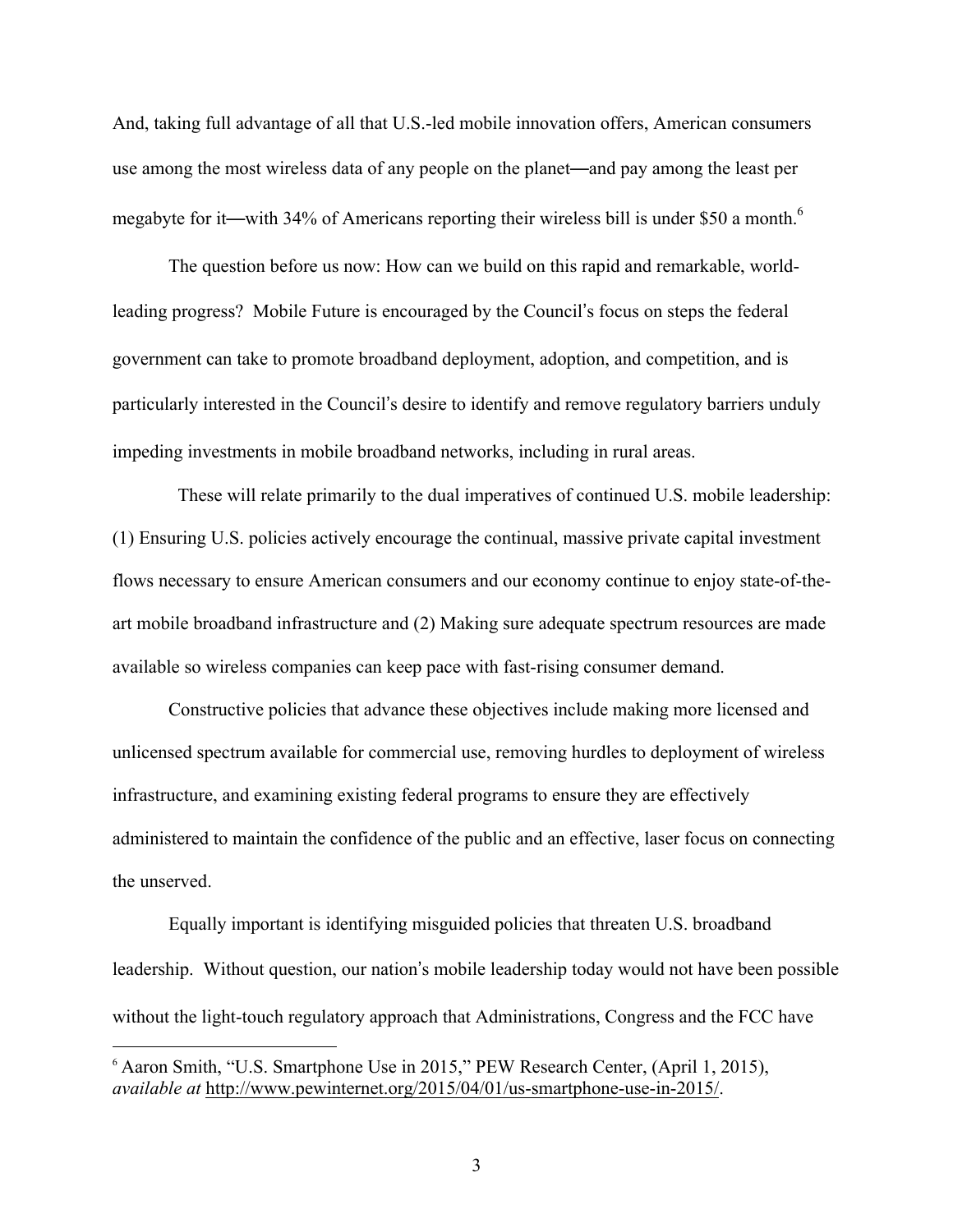And, taking full advantage of all that U.S.-led mobile innovation offers, American consumers use among the most wireless data of any people on the planet—and pay among the least per megabyte for it—with 34% of Americans reporting their wireless bill is under $50 a month.[6]

The question before us now: How can we build on this rapid and remarkable, world-leading progress? Mobile Future is encouraged by the Council's focus on steps the federal government can take to promote broadband deployment, adoption, and competition, and is particularly interested in the Council's desire to identify and remove regulatory barriers unduly impeding investments in mobile broadband networks, including in rural areas.

These will relate primarily to the dual imperatives of continued U.S. mobile leadership: (1) Ensuring U.S. policies actively encourage the continual, massive private capital investment flows necessary to ensure American consumers and our economy continue to enjoy state-of-the-art mobile broadband infrastructure and (2) Making sure adequate spectrum resources are made available so wireless companies can keep pace with fast-rising consumer demand.

Constructive policies that advance these objectives include making more licensed and unlicensed spectrum available for commercial use, removing hurdles to deployment of wireless infrastructure, and examining existing federal programs to ensure they are effectively administered to maintain the confidence of the public and an effective, laser focus on connecting the unserved.

Equally important is identifying misguided policies that threaten U.S. broadband leadership. Without question, our nation's mobile leadership today would not have been possible without the light-touch regulatory approach that Administrations, Congress and the FCC have

---

[6] Aaron Smith, "U.S. Smartphone Use in 2015," PEW Research Center, (April 1, 2015), *available at* http://www.pewinternet.org/2015/04/01/us-smartphone-use-in-2015/.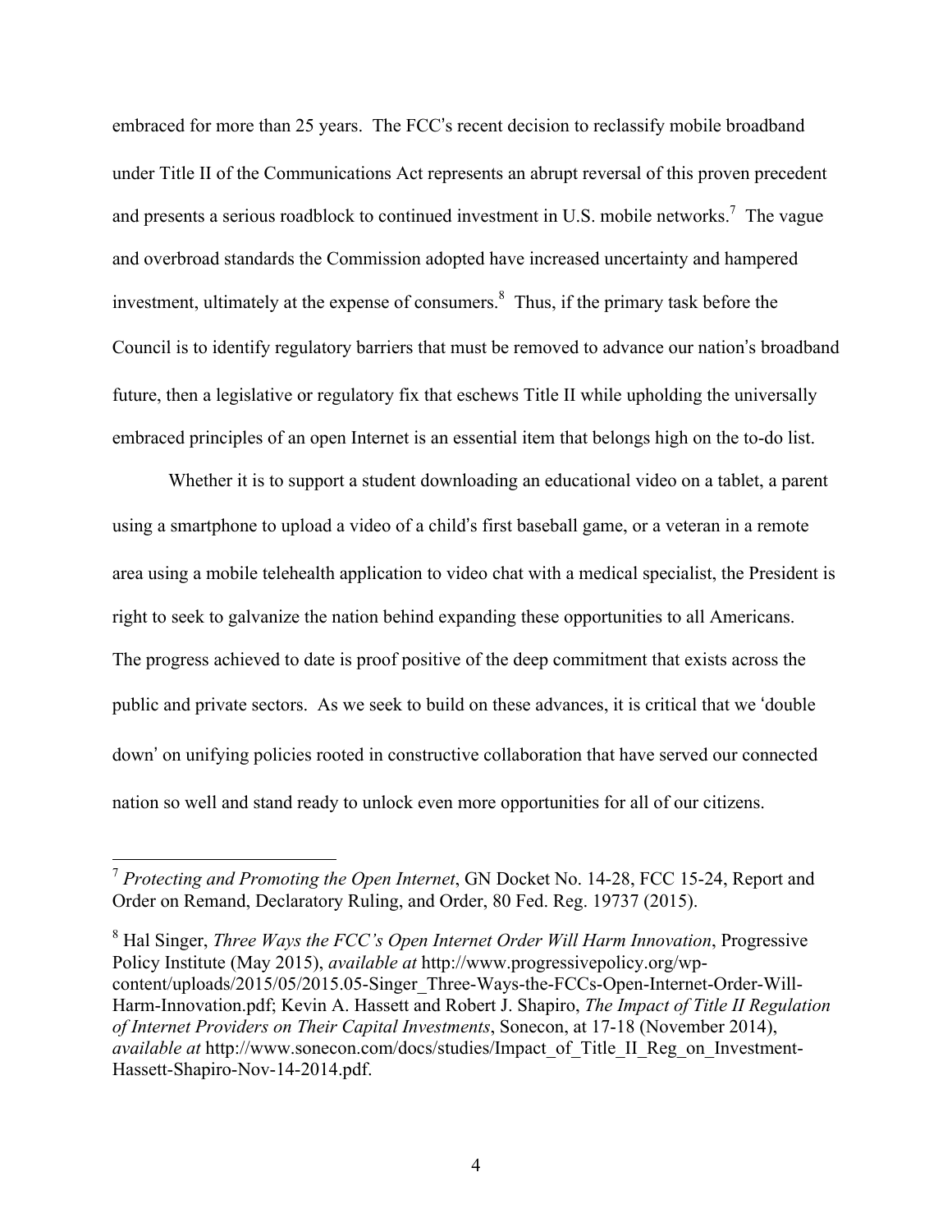embraced for more than 25 years. The FCC's recent decision to reclassify mobile broadband under Title II of the Communications Act represents an abrupt reversal of this proven precedent and presents a serious roadblock to continued investment in U.S. mobile networks.[7] The vague and overbroad standards the Commission adopted have increased uncertainty and hampered investment, ultimately at the expense of consumers.[8] Thus, if the primary task before the Council is to identify regulatory barriers that must be removed to advance our nation's broadband future, then a legislative or regulatory fix that eschews Title II while upholding the universally embraced principles of an open Internet is an essential item that belongs high on the to-do list.

Whether it is to support a student downloading an educational video on a tablet, a parent using a smartphone to upload a video of a child's first baseball game, or a veteran in a remote area using a mobile telehealth application to video chat with a medical specialist, the President is right to seek to galvanize the nation behind expanding these opportunities to all Americans. The progress achieved to date is proof positive of the deep commitment that exists across the public and private sectors. As we seek to build on these advances, it is critical that we 'double down' on unifying policies rooted in constructive collaboration that have served our connected nation so well and stand ready to unlock even more opportunities for all of our citizens.

---

[7] *Protecting and Promoting the Open Internet*, GN Docket No. 14-28, FCC 15-24, Report and Order on Remand, Declaratory Ruling, and Order, 80 Fed. Reg. 19737 (2015).

[8] Hal Singer, *Three Ways the FCC's Open Internet Order Will Harm Innovation*, Progressive Policy Institute (May 2015), *available at* http://www.progressivepolicy.org/wp-content/uploads/2015/05/2015.05-Singer_Three-Ways-the-FCCs-Open-Internet-Order-Will-Harm-Innovation.pdf; Kevin A. Hassett and Robert J. Shapiro, *The Impact of Title II Regulation of Internet Providers on Their Capital Investments*, Sonecon, at 17-18 (November 2014), *available at* http://www.sonecon.com/docs/studies/Impact_of_Title_II_Reg_on_Investment-Hassett-Shapiro-Nov-14-2014.pdf.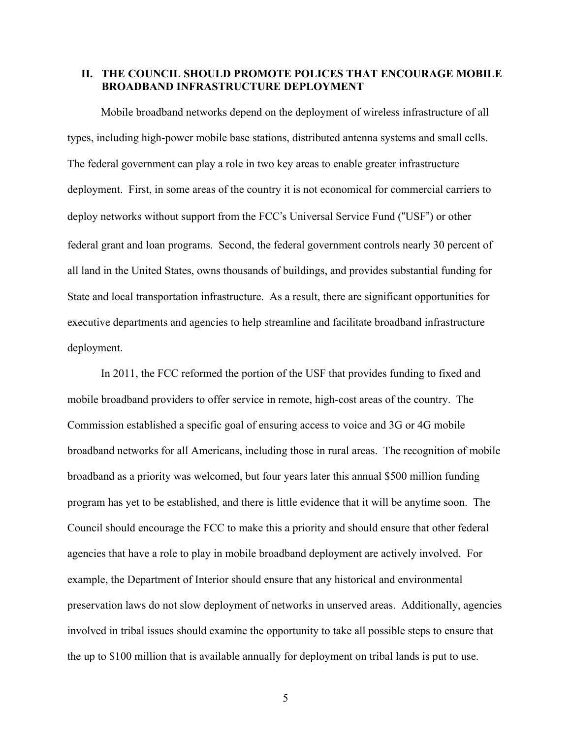## II. THE COUNCIL SHOULD PROMOTE POLICES THAT ENCOURAGE MOBILE BROADBAND INFRASTRUCTURE DEPLOYMENT

Mobile broadband networks depend on the deployment of wireless infrastructure of all types, including high-power mobile base stations, distributed antenna systems and small cells. The federal government can play a role in two key areas to enable greater infrastructure deployment. First, in some areas of the country it is not economical for commercial carriers to deploy networks without support from the FCC's Universal Service Fund ("USF") or other federal grant and loan programs. Second, the federal government controls nearly 30 percent of all land in the United States, owns thousands of buildings, and provides substantial funding for State and local transportation infrastructure. As a result, there are significant opportunities for executive departments and agencies to help streamline and facilitate broadband infrastructure deployment.

In 2011, the FCC reformed the portion of the USF that provides funding to fixed and mobile broadband providers to offer service in remote, high-cost areas of the country. The Commission established a specific goal of ensuring access to voice and 3G or 4G mobile broadband networks for all Americans, including those in rural areas. The recognition of mobile broadband as a priority was welcomed, but four years later this annual $500 million funding program has yet to be established, and there is little evidence that it will be anytime soon. The Council should encourage the FCC to make this a priority and should ensure that other federal agencies that have a role to play in mobile broadband deployment are actively involved. For example, the Department of Interior should ensure that any historical and environmental preservation laws do not slow deployment of networks in unserved areas. Additionally, agencies involved in tribal issues should examine the opportunity to take all possible steps to ensure that the up to $100 million that is available annually for deployment on tribal lands is put to use.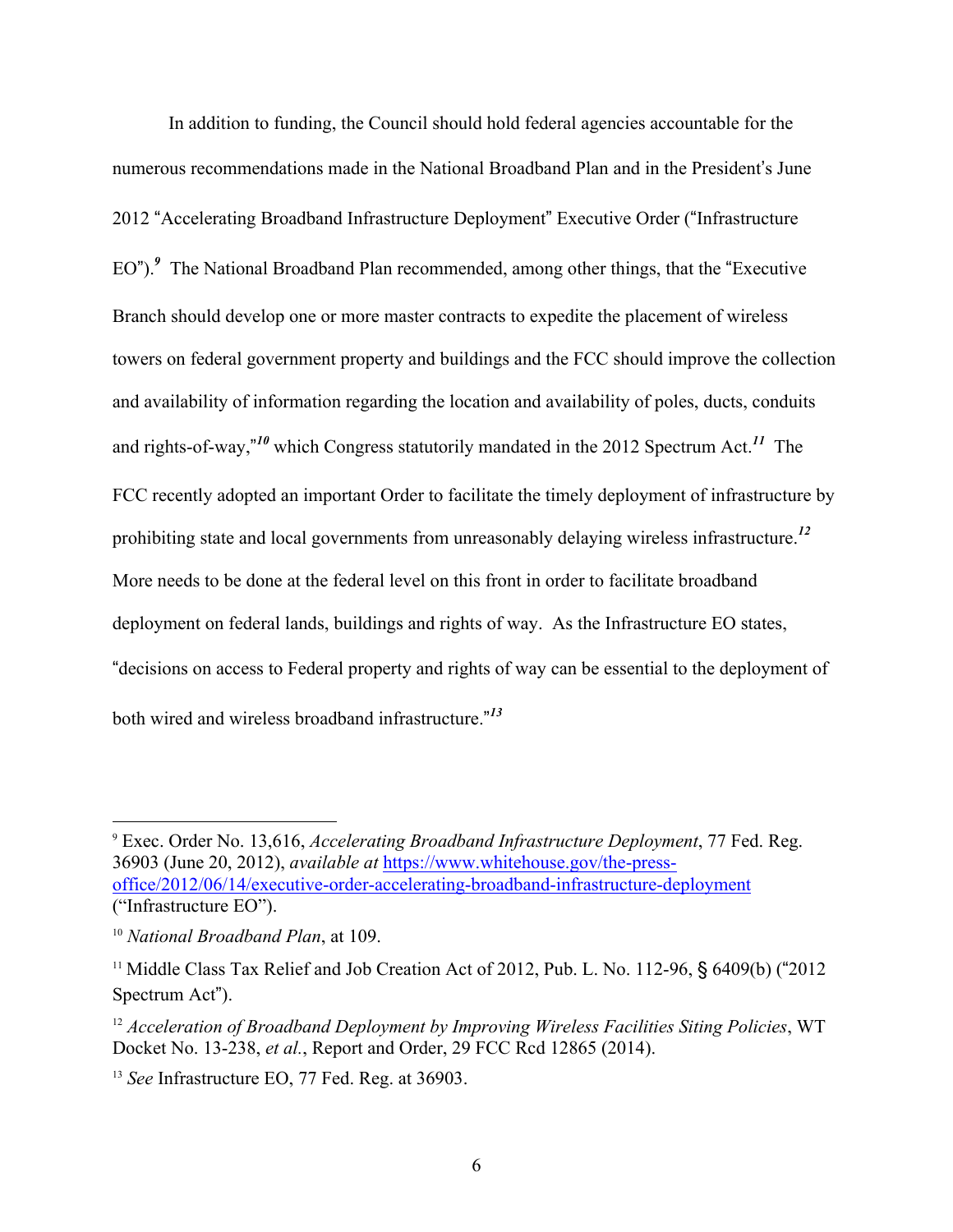In addition to funding, the Council should hold federal agencies accountable for the numerous recommendations made in the National Broadband Plan and in the President's June 2012 "Accelerating Broadband Infrastructure Deployment" Executive Order ("Infrastructure EO").[9] The National Broadband Plan recommended, among other things, that the "Executive Branch should develop one or more master contracts to expedite the placement of wireless towers on federal government property and buildings and the FCC should improve the collection and availability of information regarding the location and availability of poles, ducts, conduits and rights-of-way,"[10] which Congress statutorily mandated in the 2012 Spectrum Act.[11] The FCC recently adopted an important Order to facilitate the timely deployment of infrastructure by prohibiting state and local governments from unreasonably delaying wireless infrastructure.[12] More needs to be done at the federal level on this front in order to facilitate broadband deployment on federal lands, buildings and rights of way. As the Infrastructure EO states, "decisions on access to Federal property and rights of way can be essential to the deployment of both wired and wireless broadband infrastructure."[13]

---

[9] Exec. Order No. 13,616, *Accelerating Broadband Infrastructure Deployment*, 77 Fed. Reg. 36903 (June 20, 2012), *available at* https://www.whitehouse.gov/the-press-office/2012/06/14/executive-order-accelerating-broadband-infrastructure-deployment ("Infrastructure EO").

[10] *National Broadband Plan*, at 109.

[11] Middle Class Tax Relief and Job Creation Act of 2012, Pub. L. No. 112-96, § 6409(b) ("2012 Spectrum Act").

[12] *Acceleration of Broadband Deployment by Improving Wireless Facilities Siting Policies*, WT Docket No. 13-238, *et al.*, Report and Order, 29 FCC Rcd 12865 (2014).

[13] *See* Infrastructure EO, 77 Fed. Reg. at 36903.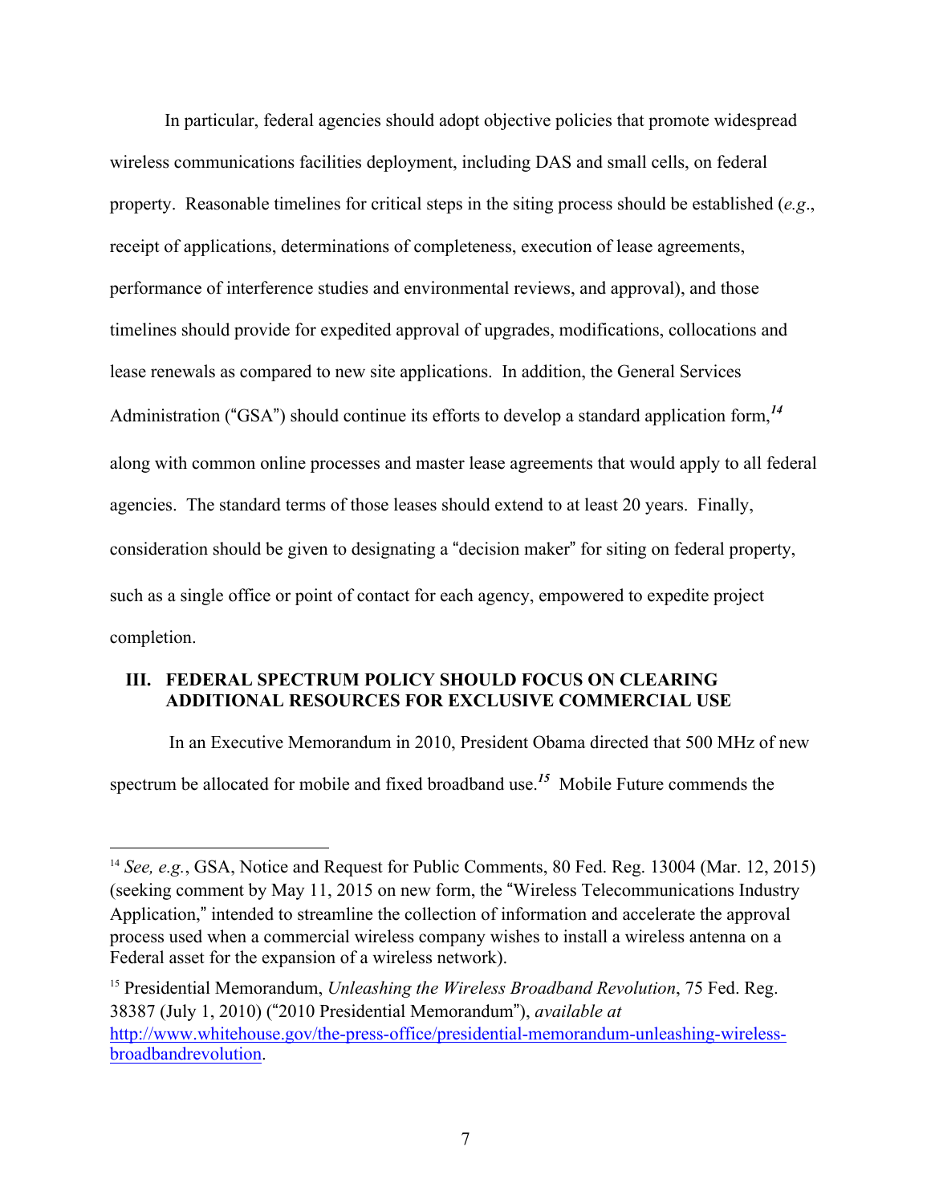In particular, federal agencies should adopt objective policies that promote widespread wireless communications facilities deployment, including DAS and small cells, on federal property. Reasonable timelines for critical steps in the siting process should be established (*e.g*., receipt of applications, determinations of completeness, execution of lease agreements, performance of interference studies and environmental reviews, and approval), and those timelines should provide for expedited approval of upgrades, modifications, collocations and lease renewals as compared to new site applications. In addition, the General Services Administration ("GSA") should continue its efforts to develop a standard application form,[14] along with common online processes and master lease agreements that would apply to all federal agencies. The standard terms of those leases should extend to at least 20 years. Finally, consideration should be given to designating a "decision maker" for siting on federal property, such as a single office or point of contact for each agency, empowered to expedite project completion.

## III. FEDERAL SPECTRUM POLICY SHOULD FOCUS ON CLEARING ADDITIONAL RESOURCES FOR EXCLUSIVE COMMERCIAL USE

In an Executive Memorandum in 2010, President Obama directed that 500 MHz of new spectrum be allocated for mobile and fixed broadband use.[15] Mobile Future commends the

---

[14] *See, e.g.*, GSA, Notice and Request for Public Comments, 80 Fed. Reg. 13004 (Mar. 12, 2015) (seeking comment by May 11, 2015 on new form, the "Wireless Telecommunications Industry Application," intended to streamline the collection of information and accelerate the approval process used when a commercial wireless company wishes to install a wireless antenna on a Federal asset for the expansion of a wireless network).

[15] Presidential Memorandum, *Unleashing the Wireless Broadband Revolution*, 75 Fed. Reg. 38387 (July 1, 2010) ("2010 Presidential Memorandum"), *available at* http://www.whitehouse.gov/the-press-office/presidential-memorandum-unleashing-wireless-broadbandrevolution.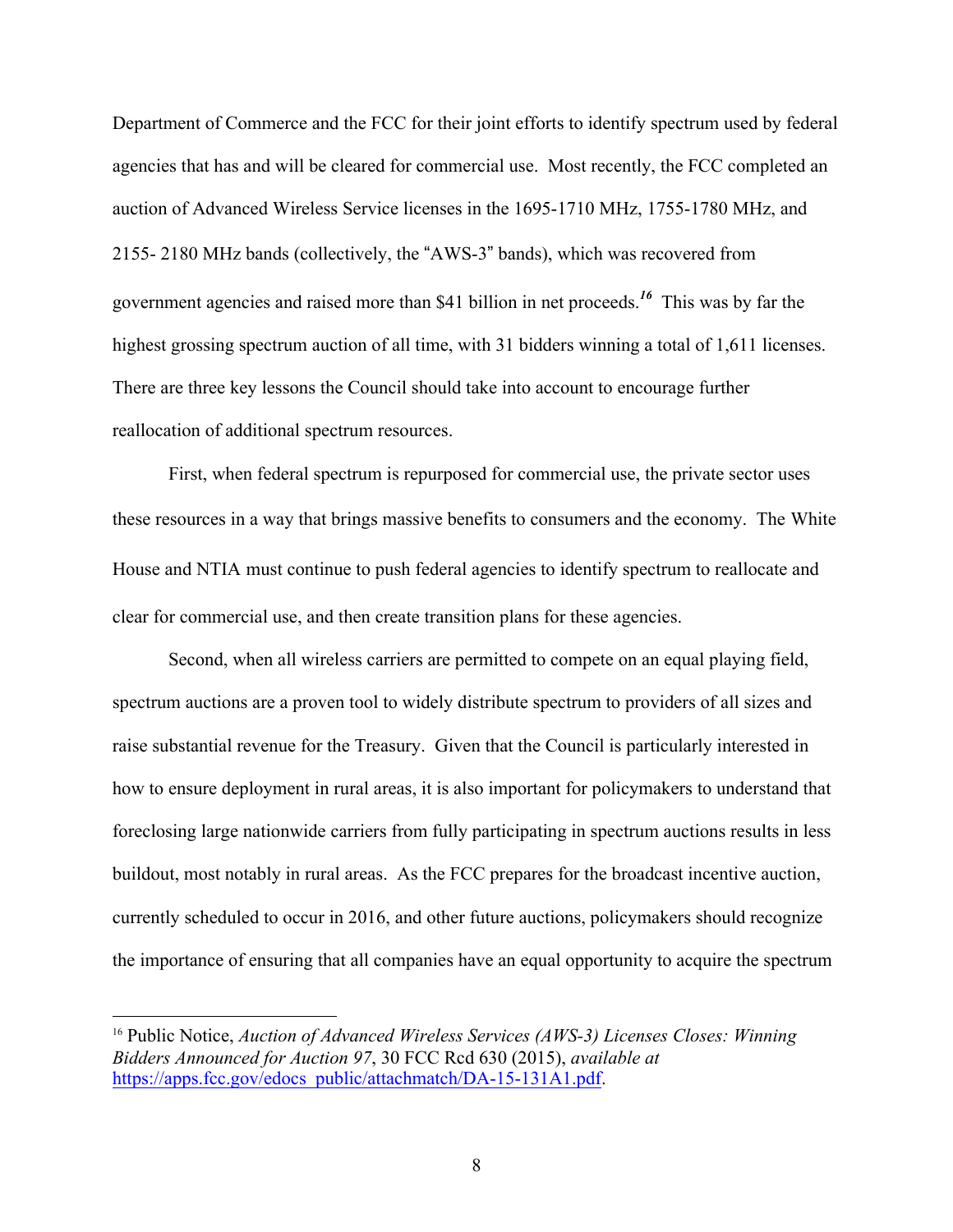Department of Commerce and the FCC for their joint efforts to identify spectrum used by federal agencies that has and will be cleared for commercial use. Most recently, the FCC completed an auction of Advanced Wireless Service licenses in the 1695-1710 MHz, 1755-1780 MHz, and 2155- 2180 MHz bands (collectively, the "AWS-3" bands), which was recovered from government agencies and raised more than $41 billion in net proceeds.[16] This was by far the highest grossing spectrum auction of all time, with 31 bidders winning a total of 1,611 licenses. There are three key lessons the Council should take into account to encourage further reallocation of additional spectrum resources.

First, when federal spectrum is repurposed for commercial use, the private sector uses these resources in a way that brings massive benefits to consumers and the economy. The White House and NTIA must continue to push federal agencies to identify spectrum to reallocate and clear for commercial use, and then create transition plans for these agencies.

Second, when all wireless carriers are permitted to compete on an equal playing field, spectrum auctions are a proven tool to widely distribute spectrum to providers of all sizes and raise substantial revenue for the Treasury. Given that the Council is particularly interested in how to ensure deployment in rural areas, it is also important for policymakers to understand that foreclosing large nationwide carriers from fully participating in spectrum auctions results in less buildout, most notably in rural areas. As the FCC prepares for the broadcast incentive auction, currently scheduled to occur in 2016, and other future auctions, policymakers should recognize the importance of ensuring that all companies have an equal opportunity to acquire the spectrum

---

[16] Public Notice, *Auction of Advanced Wireless Services (AWS-3) Licenses Closes: Winning Bidders Announced for Auction 97*, 30 FCC Rcd 630 (2015), *available at* https://apps.fcc.gov/edocs_public/attachmatch/DA-15-131A1.pdf.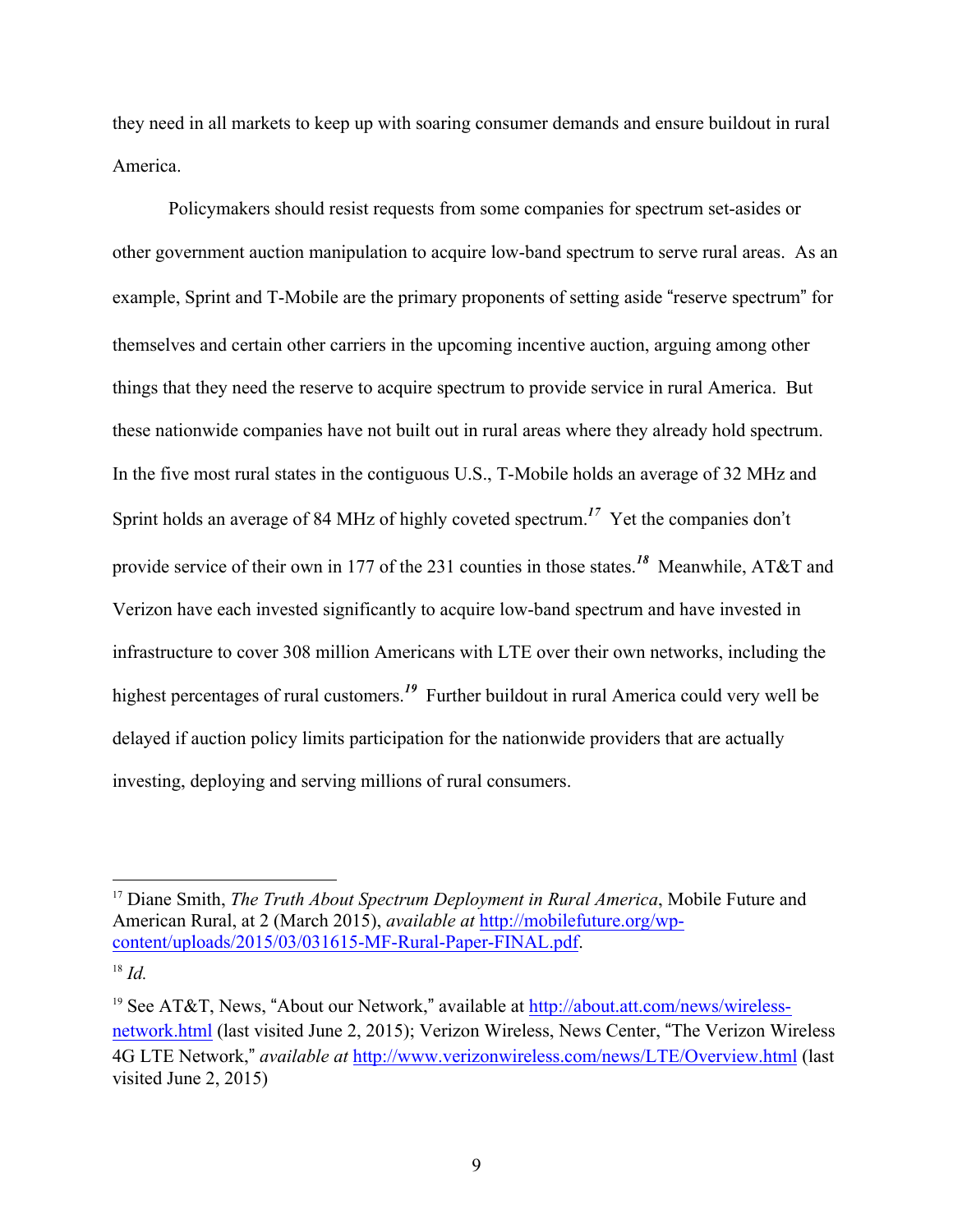they need in all markets to keep up with soaring consumer demands and ensure buildout in rural America.

Policymakers should resist requests from some companies for spectrum set-asides or other government auction manipulation to acquire low-band spectrum to serve rural areas. As an example, Sprint and T-Mobile are the primary proponents of setting aside "reserve spectrum" for themselves and certain other carriers in the upcoming incentive auction, arguing among other things that they need the reserve to acquire spectrum to provide service in rural America. But these nationwide companies have not built out in rural areas where they already hold spectrum. In the five most rural states in the contiguous U.S., T-Mobile holds an average of 32 MHz and Sprint holds an average of 84 MHz of highly coveted spectrum.[17] Yet the companies don't provide service of their own in 177 of the 231 counties in those states.[18] Meanwhile, AT&T and Verizon have each invested significantly to acquire low-band spectrum and have invested in infrastructure to cover 308 million Americans with LTE over their own networks, including the highest percentages of rural customers.[19] Further buildout in rural America could very well be delayed if auction policy limits participation for the nationwide providers that are actually investing, deploying and serving millions of rural consumers.

---

[17] Diane Smith, *The Truth About Spectrum Deployment in Rural America*, Mobile Future and American Rural, at 2 (March 2015), *available at* http://mobilefuture.org/wp-content/uploads/2015/03/031615-MF-Rural-Paper-FINAL.pdf.

[18] *Id.*

[19] See AT&T, News, "About our Network," available at http://about.att.com/news/wireless-network.html (last visited June 2, 2015); Verizon Wireless, News Center, "The Verizon Wireless 4G LTE Network," *available at* http://www.verizonwireless.com/news/LTE/Overview.html (last visited June 2, 2015)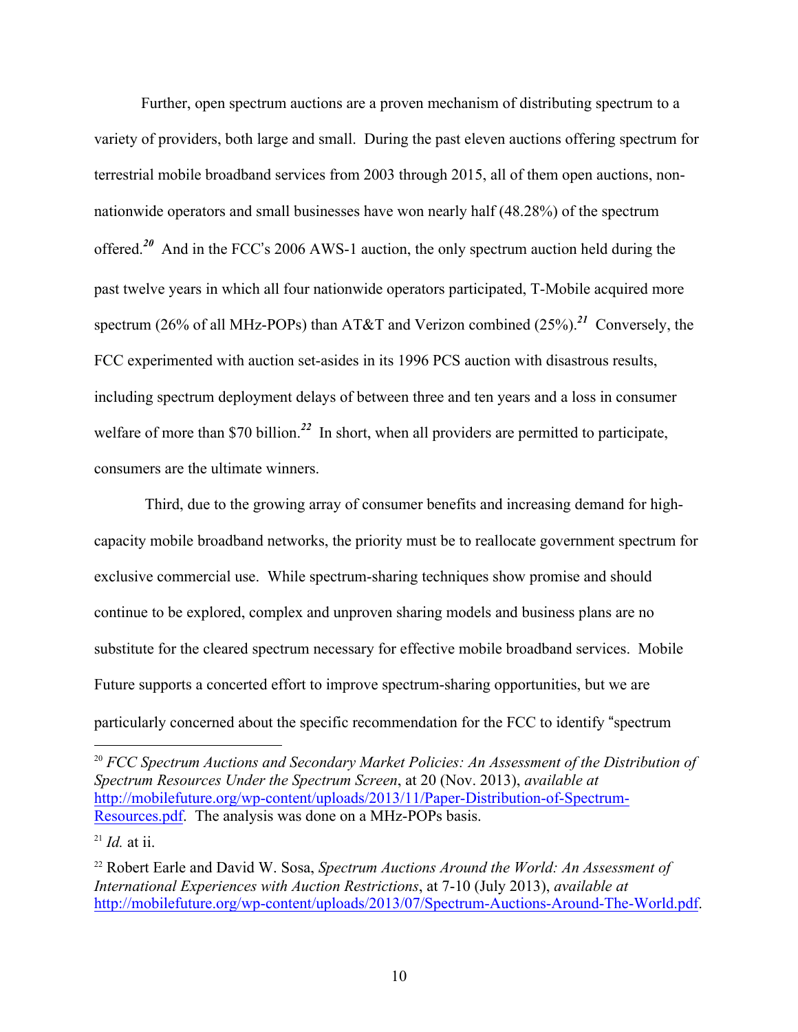Further, open spectrum auctions are a proven mechanism of distributing spectrum to a variety of providers, both large and small. During the past eleven auctions offering spectrum for terrestrial mobile broadband services from 2003 through 2015, all of them open auctions, non-nationwide operators and small businesses have won nearly half (48.28%) of the spectrum offered.[20] And in the FCC's 2006 AWS-1 auction, the only spectrum auction held during the past twelve years in which all four nationwide operators participated, T-Mobile acquired more spectrum (26% of all MHz-POPs) than AT&T and Verizon combined (25%).[21] Conversely, the FCC experimented with auction set-asides in its 1996 PCS auction with disastrous results, including spectrum deployment delays of between three and ten years and a loss in consumer welfare of more than $70 billion.[22] In short, when all providers are permitted to participate, consumers are the ultimate winners.

Third, due to the growing array of consumer benefits and increasing demand for high-capacity mobile broadband networks, the priority must be to reallocate government spectrum for exclusive commercial use. While spectrum-sharing techniques show promise and should continue to be explored, complex and unproven sharing models and business plans are no substitute for the cleared spectrum necessary for effective mobile broadband services. Mobile Future supports a concerted effort to improve spectrum-sharing opportunities, but we are particularly concerned about the specific recommendation for the FCC to identify "spectrum

---

[20] *FCC Spectrum Auctions and Secondary Market Policies: An Assessment of the Distribution of Spectrum Resources Under the Spectrum Screen*, at 20 (Nov. 2013), *available at* http://mobilefuture.org/wp-content/uploads/2013/11/Paper-Distribution-of-Spectrum-Resources.pdf. The analysis was done on a MHz-POPs basis.

[21] *Id.* at ii.

[22] Robert Earle and David W. Sosa, *Spectrum Auctions Around the World: An Assessment of International Experiences with Auction Restrictions*, at 7-10 (July 2013), *available at* http://mobilefuture.org/wp-content/uploads/2013/07/Spectrum-Auctions-Around-The-World.pdf.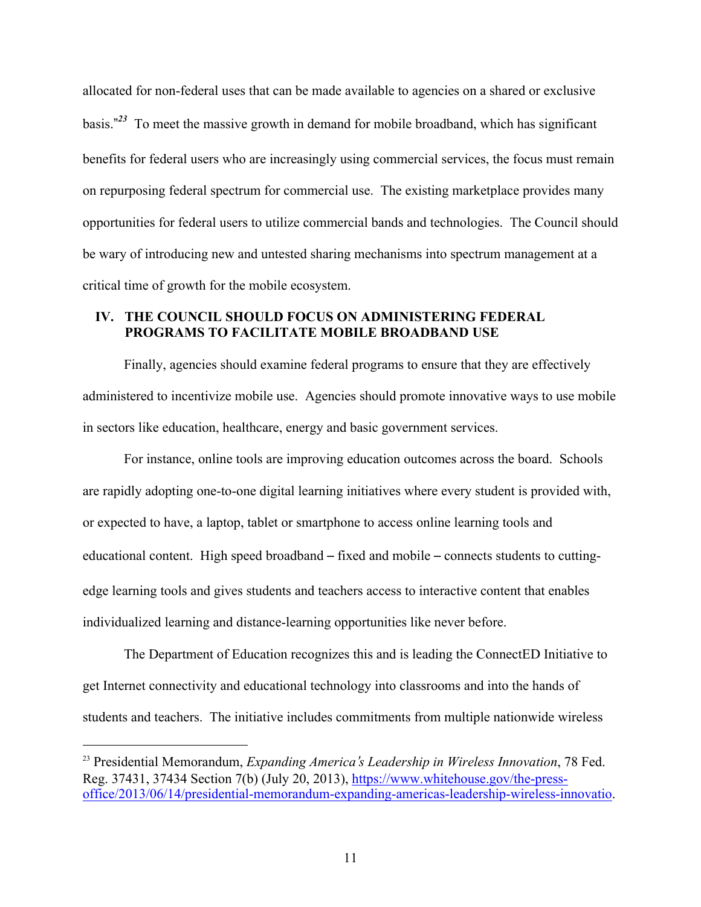allocated for non-federal uses that can be made available to agencies on a shared or exclusive basis."[23] To meet the massive growth in demand for mobile broadband, which has significant benefits for federal users who are increasingly using commercial services, the focus must remain on repurposing federal spectrum for commercial use. The existing marketplace provides many opportunities for federal users to utilize commercial bands and technologies. The Council should be wary of introducing new and untested sharing mechanisms into spectrum management at a critical time of growth for the mobile ecosystem.

## IV. THE COUNCIL SHOULD FOCUS ON ADMINISTERING FEDERAL PROGRAMS TO FACILITATE MOBILE BROADBAND USE

Finally, agencies should examine federal programs to ensure that they are effectively administered to incentivize mobile use. Agencies should promote innovative ways to use mobile in sectors like education, healthcare, energy and basic government services.

For instance, online tools are improving education outcomes across the board. Schools are rapidly adopting one-to-one digital learning initiatives where every student is provided with, or expected to have, a laptop, tablet or smartphone to access online learning tools and educational content. High speed broadband – fixed and mobile – connects students to cutting-edge learning tools and gives students and teachers access to interactive content that enables individualized learning and distance-learning opportunities like never before.

The Department of Education recognizes this and is leading the ConnectED Initiative to get Internet connectivity and educational technology into classrooms and into the hands of students and teachers. The initiative includes commitments from multiple nationwide wireless

[23] Presidential Memorandum, *Expanding America's Leadership in Wireless Innovation*, 78 Fed. Reg. 37431, 37434 Section 7(b) (July 20, 2013), https://www.whitehouse.gov/the-press-office/2013/06/14/presidential-memorandum-expanding-americas-leadership-wireless-innovatio.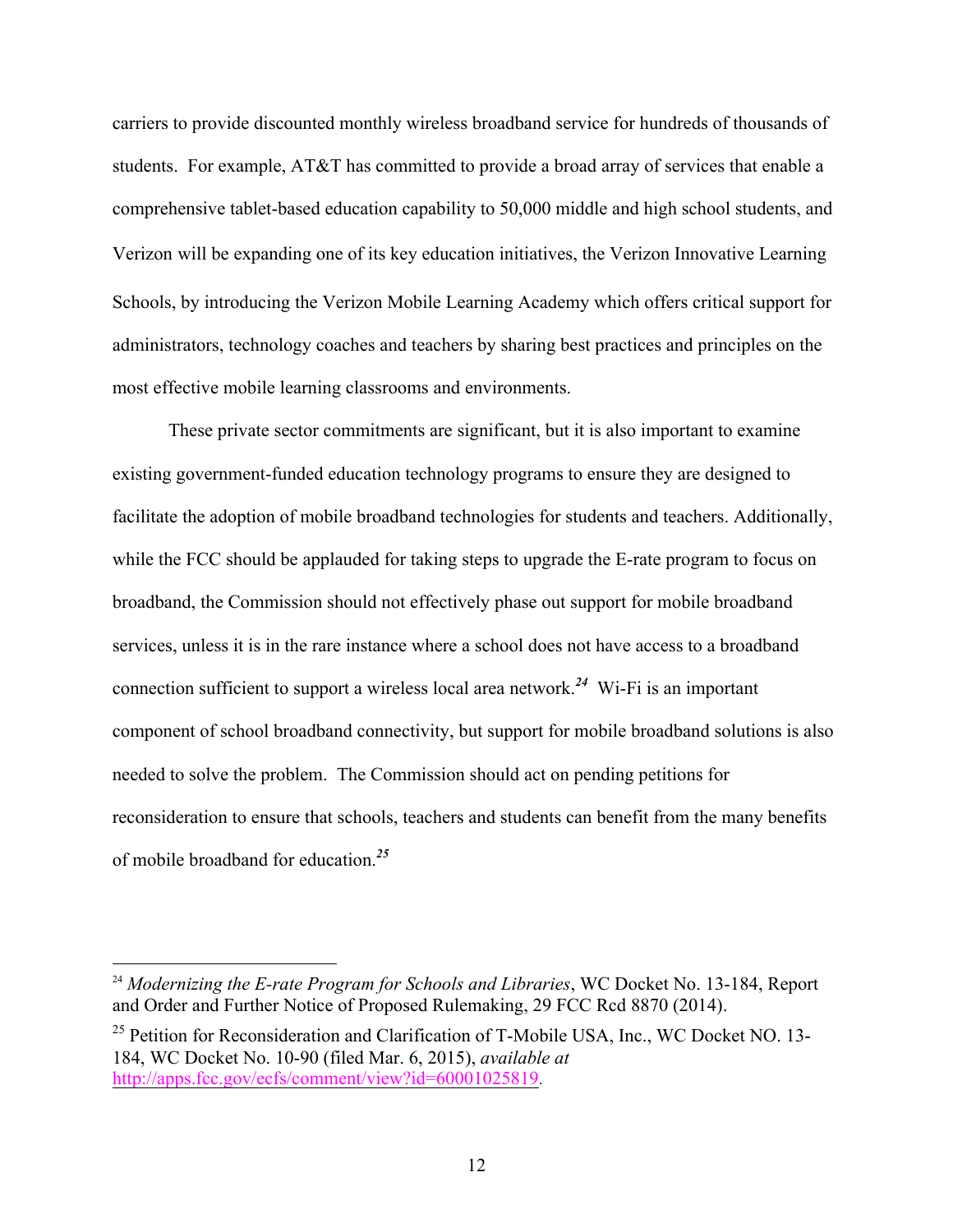carriers to provide discounted monthly wireless broadband service for hundreds of thousands of students. For example, AT&T has committed to provide a broad array of services that enable a comprehensive tablet-based education capability to 50,000 middle and high school students, and Verizon will be expanding one of its key education initiatives, the Verizon Innovative Learning Schools, by introducing the Verizon Mobile Learning Academy which offers critical support for administrators, technology coaches and teachers by sharing best practices and principles on the most effective mobile learning classrooms and environments.

These private sector commitments are significant, but it is also important to examine existing government-funded education technology programs to ensure they are designed to facilitate the adoption of mobile broadband technologies for students and teachers. Additionally, while the FCC should be applauded for taking steps to upgrade the E-rate program to focus on broadband, the Commission should not effectively phase out support for mobile broadband services, unless it is in the rare instance where a school does not have access to a broadband connection sufficient to support a wireless local area network.[24] Wi-Fi is an important component of school broadband connectivity, but support for mobile broadband solutions is also needed to solve the problem. The Commission should act on pending petitions for reconsideration to ensure that schools, teachers and students can benefit from the many benefits of mobile broadband for education.[25]

---

[24] *Modernizing the E-rate Program for Schools and Libraries*, WC Docket No. 13-184, Report and Order and Further Notice of Proposed Rulemaking, 29 FCC Rcd 8870 (2014).

[25] Petition for Reconsideration and Clarification of T-Mobile USA, Inc., WC Docket NO. 13-184, WC Docket No. 10-90 (filed Mar. 6, 2015), *available at* http://apps.fcc.gov/ecfs/comment/view?id=60001025819.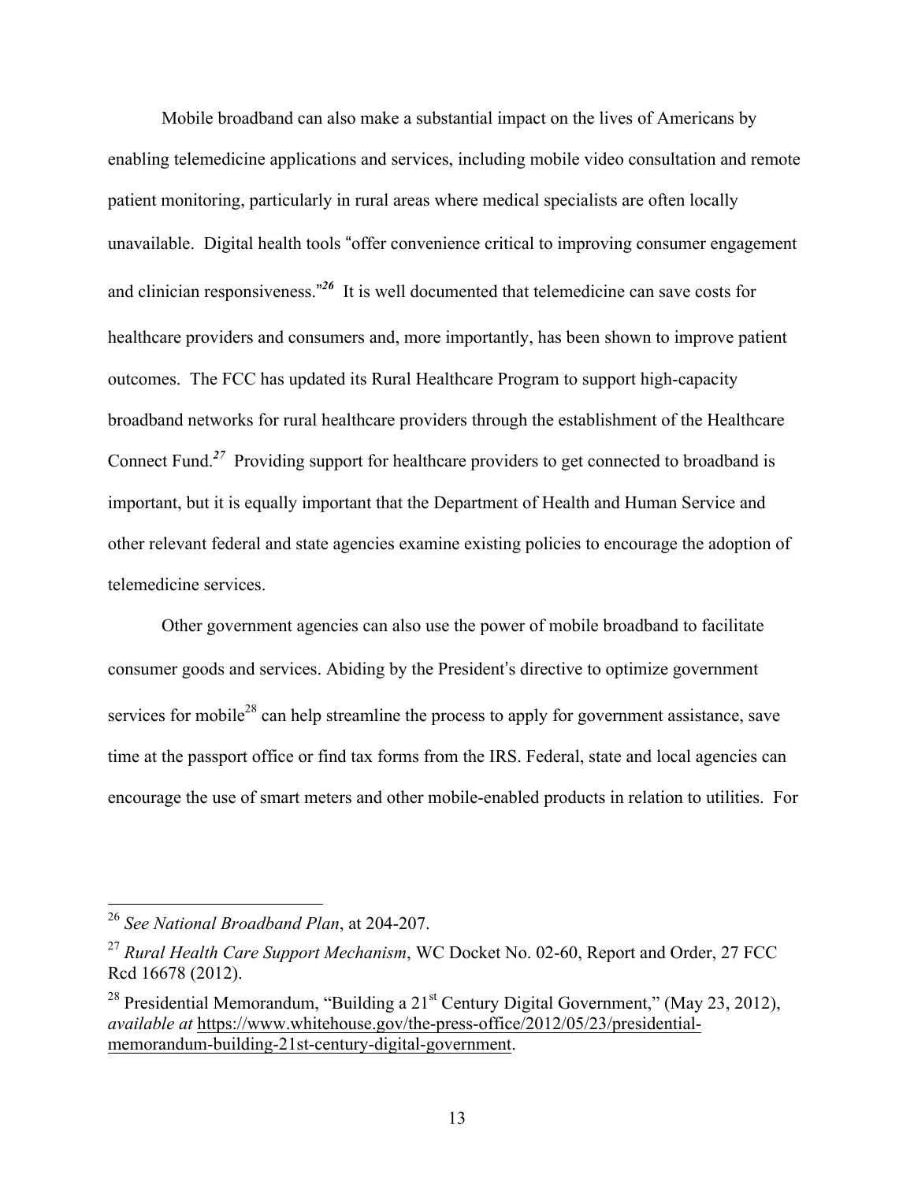Mobile broadband can also make a substantial impact on the lives of Americans by enabling telemedicine applications and services, including mobile video consultation and remote patient monitoring, particularly in rural areas where medical specialists are often locally unavailable. Digital health tools "offer convenience critical to improving consumer engagement and clinician responsiveness."[26] It is well documented that telemedicine can save costs for healthcare providers and consumers and, more importantly, has been shown to improve patient outcomes. The FCC has updated its Rural Healthcare Program to support high-capacity broadband networks for rural healthcare providers through the establishment of the Healthcare Connect Fund.[27] Providing support for healthcare providers to get connected to broadband is important, but it is equally important that the Department of Health and Human Service and other relevant federal and state agencies examine existing policies to encourage the adoption of telemedicine services.

Other government agencies can also use the power of mobile broadband to facilitate consumer goods and services. Abiding by the President's directive to optimize government services for mobile[28] can help streamline the process to apply for government assistance, save time at the passport office or find tax forms from the IRS. Federal, state and local agencies can encourage the use of smart meters and other mobile-enabled products in relation to utilities. For

---

[26] *See National Broadband Plan*, at 204-207.

[27] *Rural Health Care Support Mechanism*, WC Docket No. 02-60, Report and Order, 27 FCC Rcd 16678 (2012).

[28] Presidential Memorandum, "Building a 21st Century Digital Government," (May 23, 2012), *available at* https://www.whitehouse.gov/the-press-office/2012/05/23/presidential-memorandum-building-21st-century-digital-government.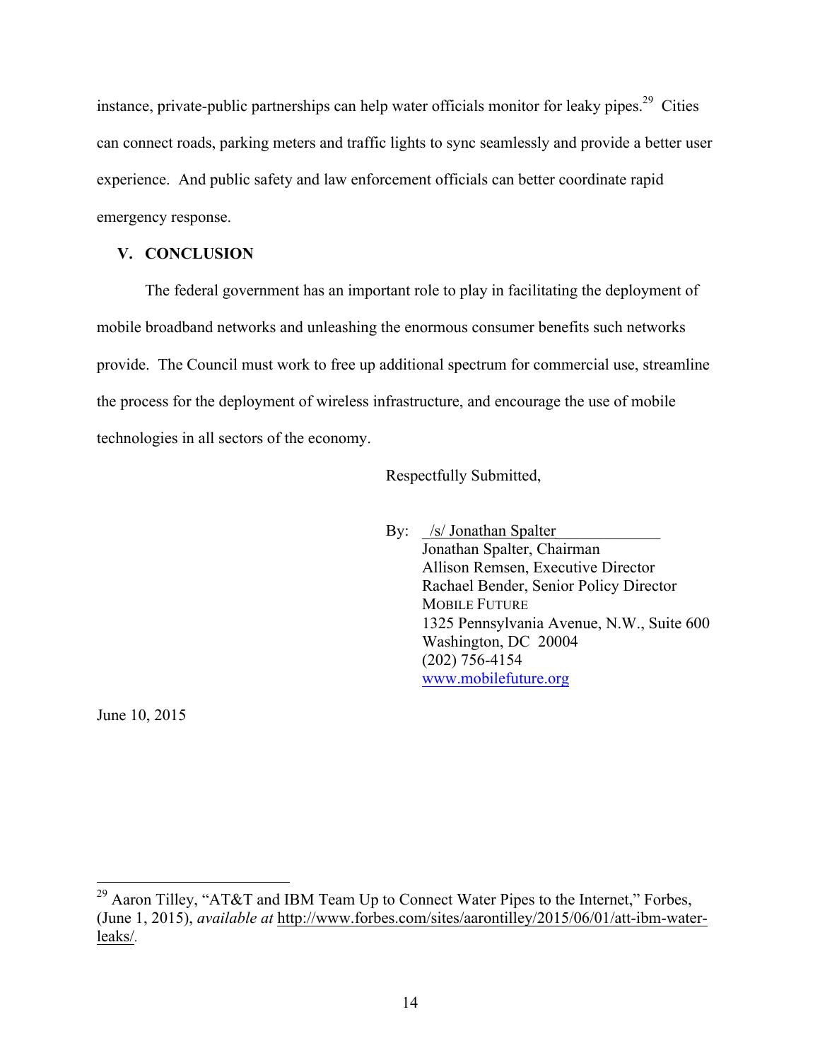instance, private-public partnerships can help water officials monitor for leaky pipes.[29] Cities can connect roads, parking meters and traffic lights to sync seamlessly and provide a better user experience. And public safety and law enforcement officials can better coordinate rapid emergency response.

## V. CONCLUSION

The federal government has an important role to play in facilitating the deployment of mobile broadband networks and unleashing the enormous consumer benefits such networks provide. The Council must work to free up additional spectrum for commercial use, streamline the process for the deployment of wireless infrastructure, and encourage the use of mobile technologies in all sectors of the economy.

Respectfully Submitted,

By: /s/ Jonathan Spalter
Jonathan Spalter, Chairman
Allison Remsen, Executive Director
Rachael Bender, Senior Policy Director
MOBILE FUTURE
1325 Pennsylvania Avenue, N.W., Suite 600
Washington, DC 20004
(202) 756-4154
www.mobilefuture.org

June 10, 2015

[29] Aaron Tilley, "AT&T and IBM Team Up to Connect Water Pipes to the Internet," Forbes, (June 1, 2015), *available at* http://www.forbes.com/sites/aarontilley/2015/06/01/att-ibm-water-leaks/.